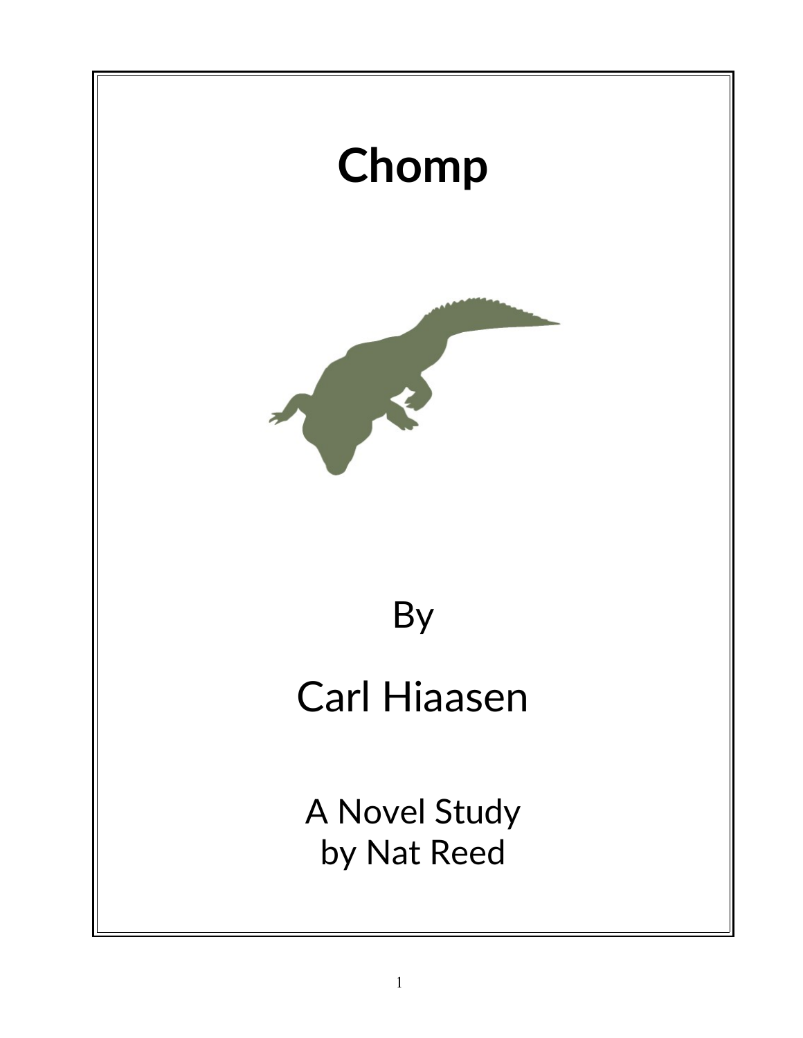# Chomp

By

Carl Hiaasen

A Novel Study
by Nat Reed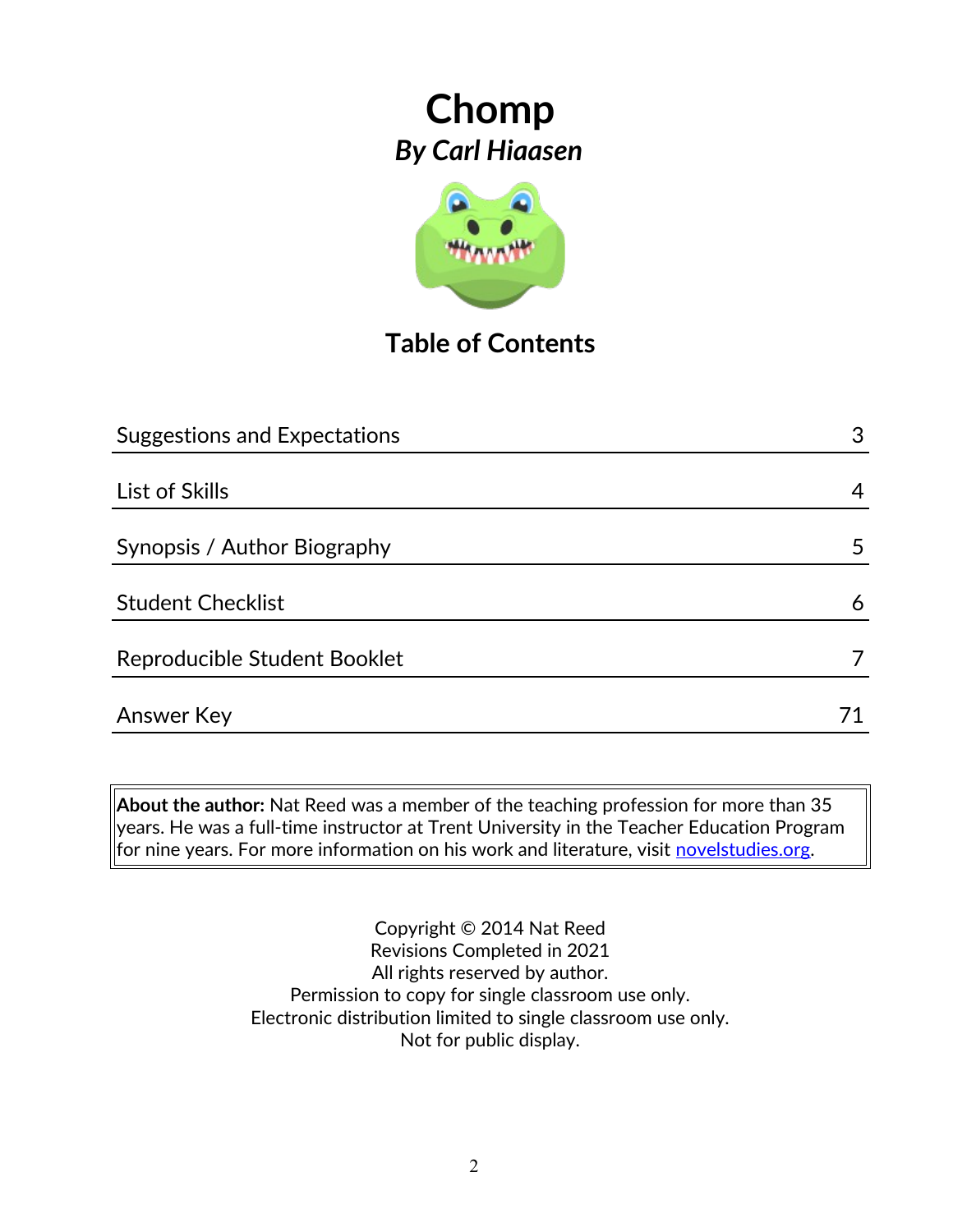# Chomp

***By Carl Hiaasen***

## Table of Contents

| | |
|---|---|
| Suggestions and Expectations | 3 |
| List of Skills | 4 |
| Synopsis / Author Biography | 5 |
| Student Checklist | 6 |
| Reproducible Student Booklet | 7 |
| Answer Key | 71 |

**About the author:** Nat Reed was a member of the teaching profession for more than 35 years. He was a full-time instructor at Trent University in the Teacher Education Program for nine years. For more information on his work and literature, visit novelstudies.org.

Copyright © 2014 Nat Reed
Revisions Completed in 2021
All rights reserved by author.
Permission to copy for single classroom use only.
Electronic distribution limited to single classroom use only.
Not for public display.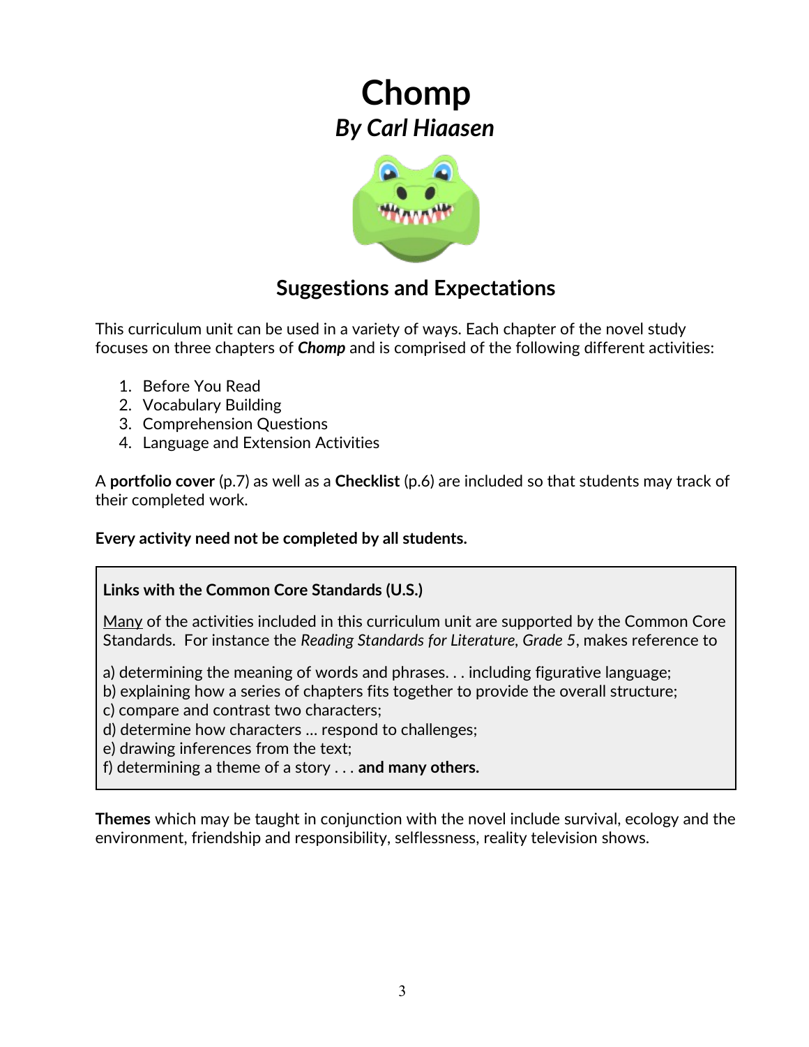# Chomp
## *By Carl Hiaasen*

## Suggestions and Expectations

This curriculum unit can be used in a variety of ways. Each chapter of the novel study focuses on three chapters of ***Chomp*** and is comprised of the following different activities:

1. Before You Read
2. Vocabulary Building
3. Comprehension Questions
4. Language and Extension Activities

A **portfolio cover** (p.7) as well as a **Checklist** (p.6) are included so that students may track of their completed work.

**Every activity need not be completed by all students.**

> **Links with the Common Core Standards (U.S.)**
>
> Many of the activities included in this curriculum unit are supported by the Common Core Standards. For instance the *Reading Standards for Literature, Grade 5*, makes reference to
>
> a) determining the meaning of words and phrases. . . including figurative language;
> b) explaining how a series of chapters fits together to provide the overall structure;
> c) compare and contrast two characters;
> d) determine how characters … respond to challenges;
> e) drawing inferences from the text;
> f) determining a theme of a story . . . **and many others.**

**Themes** which may be taught in conjunction with the novel include survival, ecology and the environment, friendship and responsibility, selflessness, reality television shows.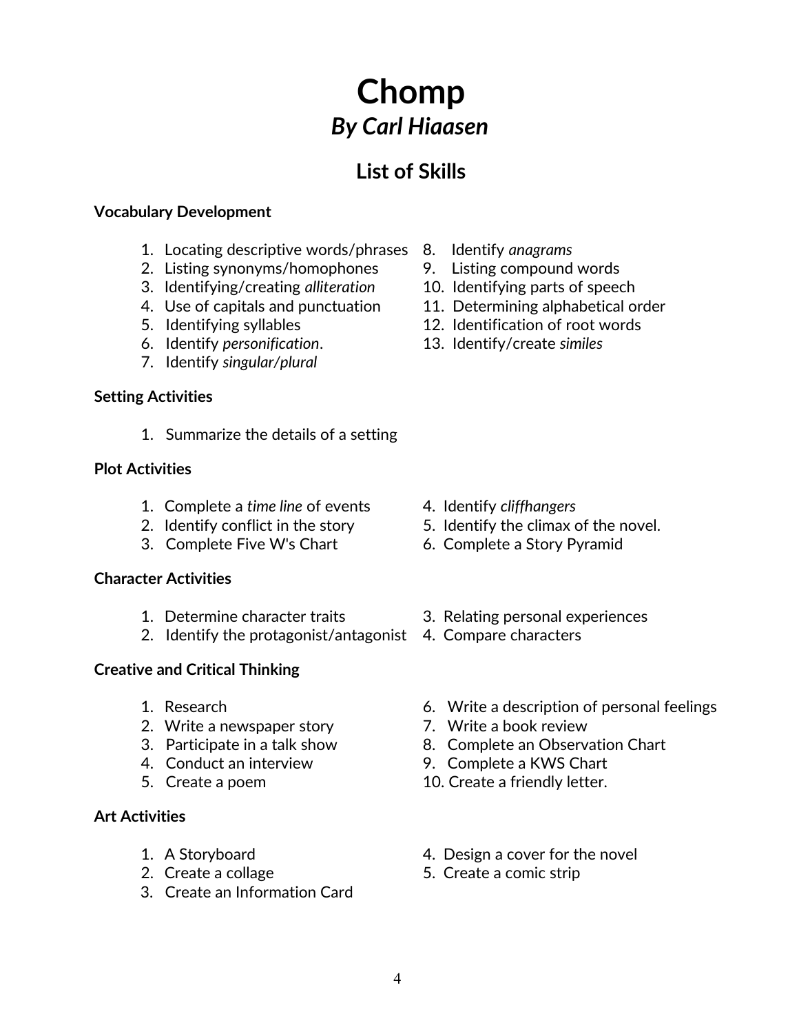# Chomp

## *By Carl Hiaasen*

## List of Skills

**Vocabulary Development**

1. Locating descriptive words/phrases
2. Listing synonyms/homophones
3. Identifying/creating *alliteration*
4. Use of capitals and punctuation
5. Identifying syllables
6. Identify *personification*.
7. Identify *singular/plural*
8. Identify *anagrams*
9. Listing compound words
10. Identifying parts of speech
11. Determining alphabetical order
12. Identification of root words
13. Identify/create *similes*

**Setting Activities**

1. Summarize the details of a setting

**Plot Activities**

1. Complete a *time line* of events
2. Identify conflict in the story
3. Complete Five W's Chart
4. Identify *cliffhangers*
5. Identify the climax of the novel.
6. Complete a Story Pyramid

**Character Activities**

1. Determine character traits
2. Identify the protagonist/antagonist
3. Relating personal experiences
4. Compare characters

**Creative and Critical Thinking**

1. Research
2. Write a newspaper story
3. Participate in a talk show
4. Conduct an interview
5. Create a poem
6. Write a description of personal feelings
7. Write a book review
8. Complete an Observation Chart
9. Complete a KWS Chart
10. Create a friendly letter.

**Art Activities**

1. A Storyboard
2. Create a collage
3. Create an Information Card
4. Design a cover for the novel
5. Create a comic strip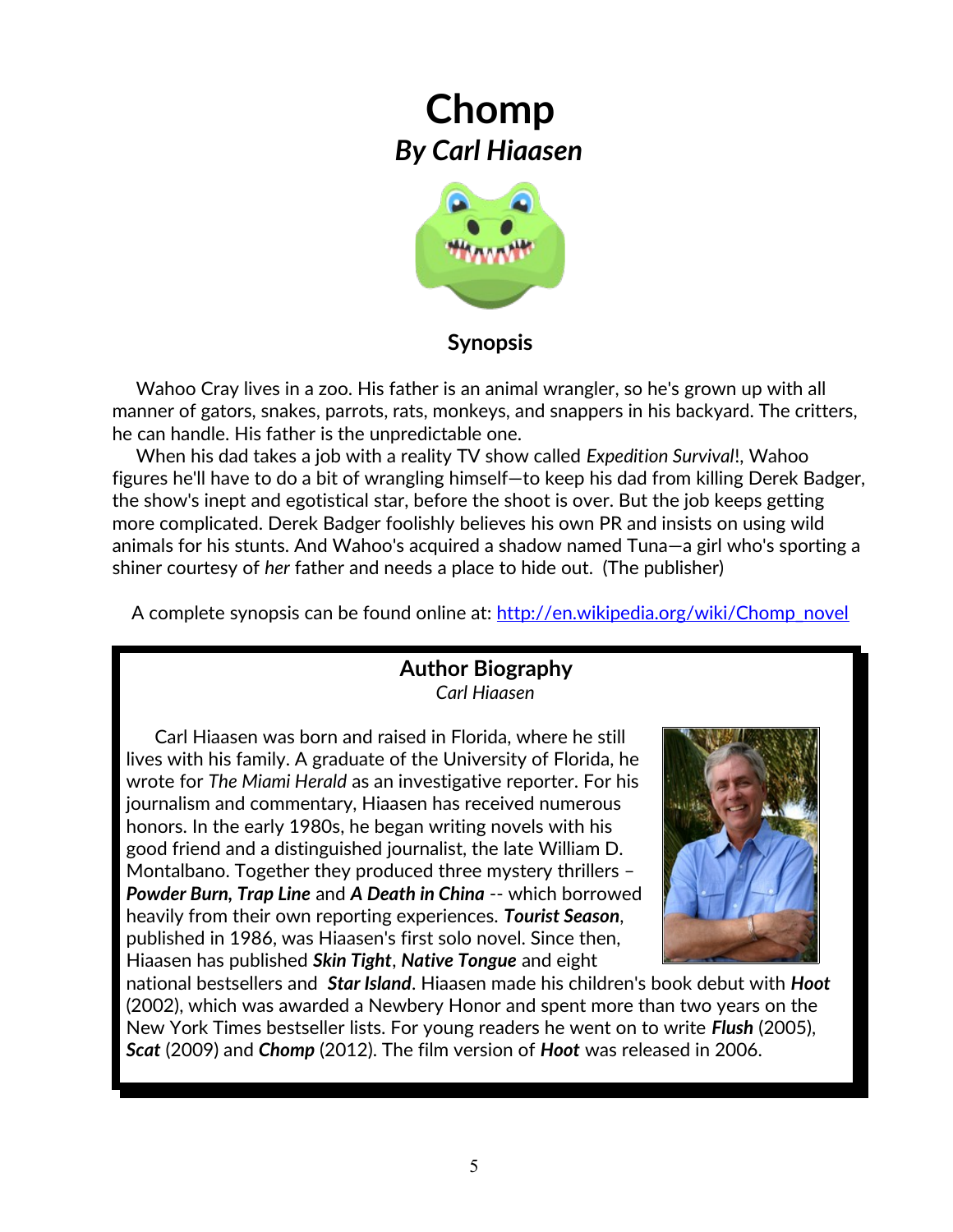# Chomp

## *By Carl Hiaasen*

### Synopsis

Wahoo Cray lives in a zoo. His father is an animal wrangler, so he's grown up with all manner of gators, snakes, parrots, rats, monkeys, and snappers in his backyard. The critters, he can handle. His father is the unpredictable one.

When his dad takes a job with a reality TV show called *Expedition Survival!*, Wahoo figures he'll have to do a bit of wrangling himself—to keep his dad from killing Derek Badger, the show's inept and egotistical star, before the shoot is over. But the job keeps getting more complicated. Derek Badger foolishly believes his own PR and insists on using wild animals for his stunts. And Wahoo's acquired a shadow named Tuna—a girl who's sporting a shiner courtesy of *her* father and needs a place to hide out. (The publisher)

A complete synopsis can be found online at: [http://en.wikipedia.org/wiki/Chomp_novel](http://en.wikipedia.org/wiki/Chomp_novel)

### Author Biography

*Carl Hiaasen*

Carl Hiaasen was born and raised in Florida, where he still lives with his family. A graduate of the University of Florida, he wrote for *The Miami Herald* as an investigative reporter. For his journalism and commentary, Hiaasen has received numerous honors. In the early 1980s, he began writing novels with his good friend and a distinguished journalist, the late William D. Montalbano. Together they produced three mystery thrillers – ***Powder Burn, Trap Line*** and ***A Death in China*** -- which borrowed heavily from their own reporting experiences. ***Tourist Season***, published in 1986, was Hiaasen's first solo novel. Since then, Hiaasen has published ***Skin Tight***, ***Native Tongue*** and eight national bestsellers and ***Star Island***. Hiaasen made his children's book debut with ***Hoot*** (2002), which was awarded a Newbery Honor and spent more than two years on the New York Times bestseller lists. For young readers he went on to write ***Flush*** (2005), ***Scat*** (2009) and ***Chomp*** (2012). The film version of ***Hoot*** was released in 2006.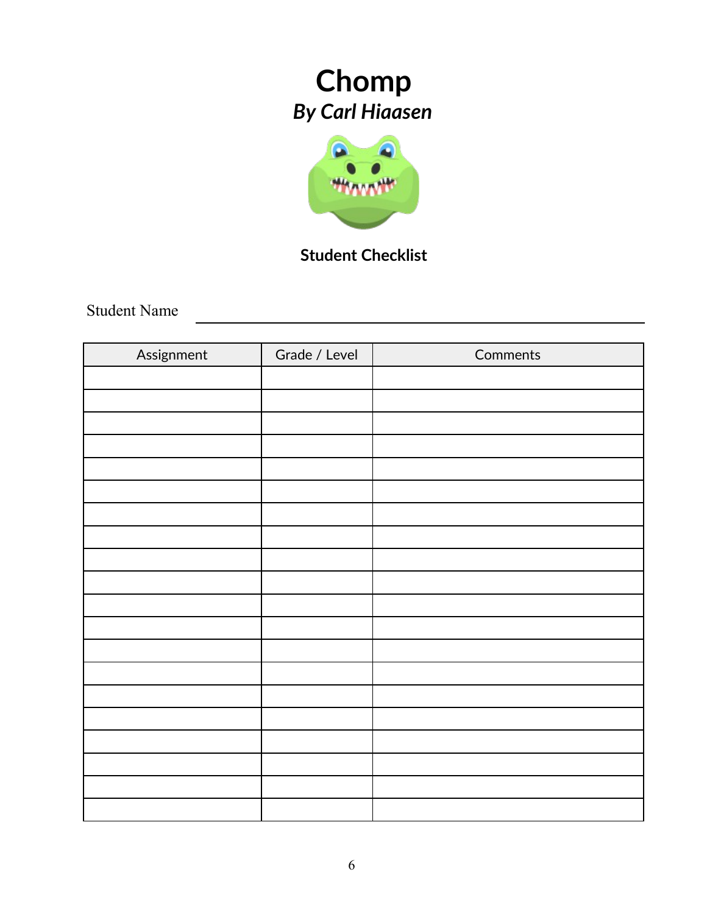# Chomp

***By Carl Hiaasen***

**Student Checklist**

Student Name ______________________________

| Assignment | Grade / Level | Comments |
|---|---|---|
| | | |
| | | |
| | | |
| | | |
| | | |
| | | |
| | | |
| | | |
| | | |
| | | |
| | | |
| | | |
| | | |
| | | |
| | | |
| | | |
| | | |
| | | |
| | | |
| | | |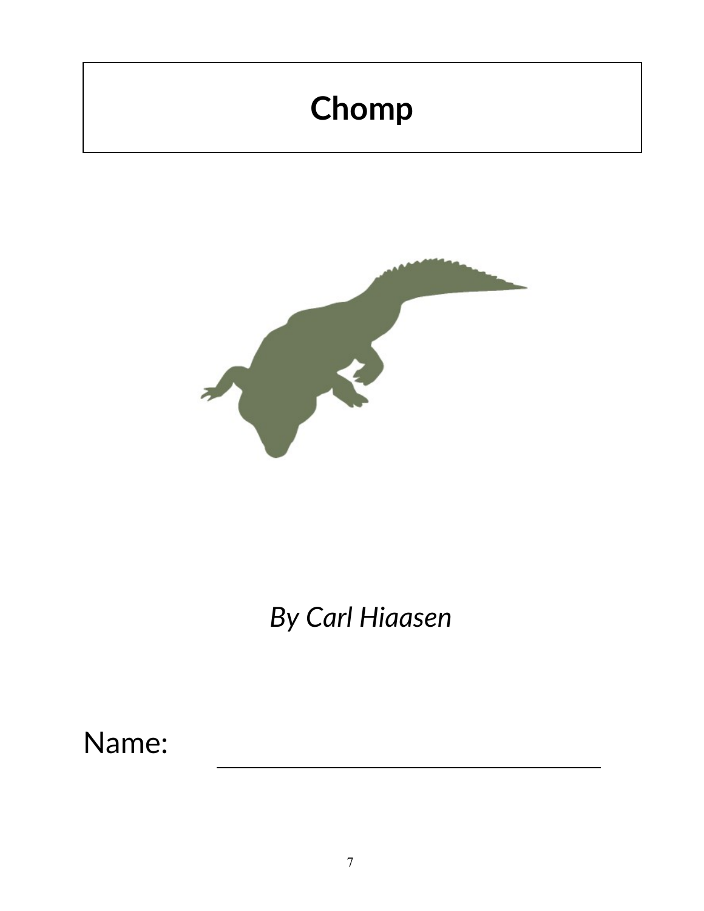# Chomp

*By Carl Hiaasen*

Name: ______________________________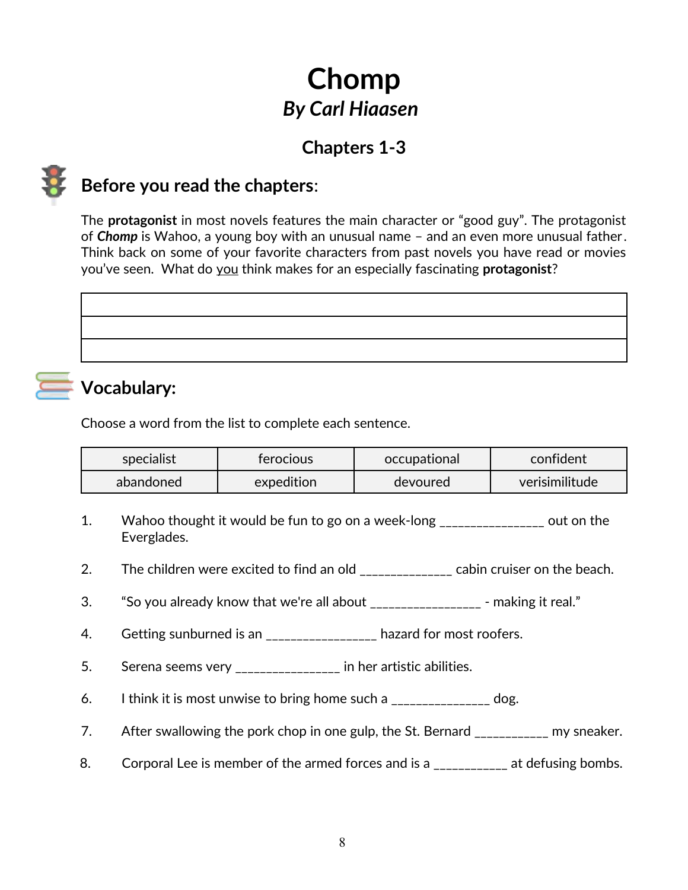# Chomp

## *By Carl Hiaasen*

### Chapters 1-3

## Before you read the chapters:

The **protagonist** in most novels features the main character or "good guy". The protagonist of ***Chomp*** is Wahoo, a young boy with an unusual name – and an even more unusual father. Think back on some of your favorite characters from past novels you have read or movies you've seen. What do <u>you</u> think makes for an especially fascinating **protagonist**?

| |
|---|
| |
| |

## Vocabulary:

Choose a word from the list to complete each sentence.

| specialist | ferocious | occupational | confident |
|---|---|---|---|
| abandoned | expedition | devoured | verisimilitude |

1. Wahoo thought it would be fun to go on a week-long ________________ out on the Everglades.
2. The children were excited to find an old ______________ cabin cruiser on the beach.
3. "So you already know that we're all about _________________ - making it real."
4. Getting sunburned is an _________________ hazard for most roofers.
5. Serena seems very ________________ in her artistic abilities.
6. I think it is most unwise to bring home such a _______________ dog.
7. After swallowing the pork chop in one gulp, the St. Bernard ___________ my sneaker.
8. Corporal Lee is member of the armed forces and is a ___________ at defusing bombs.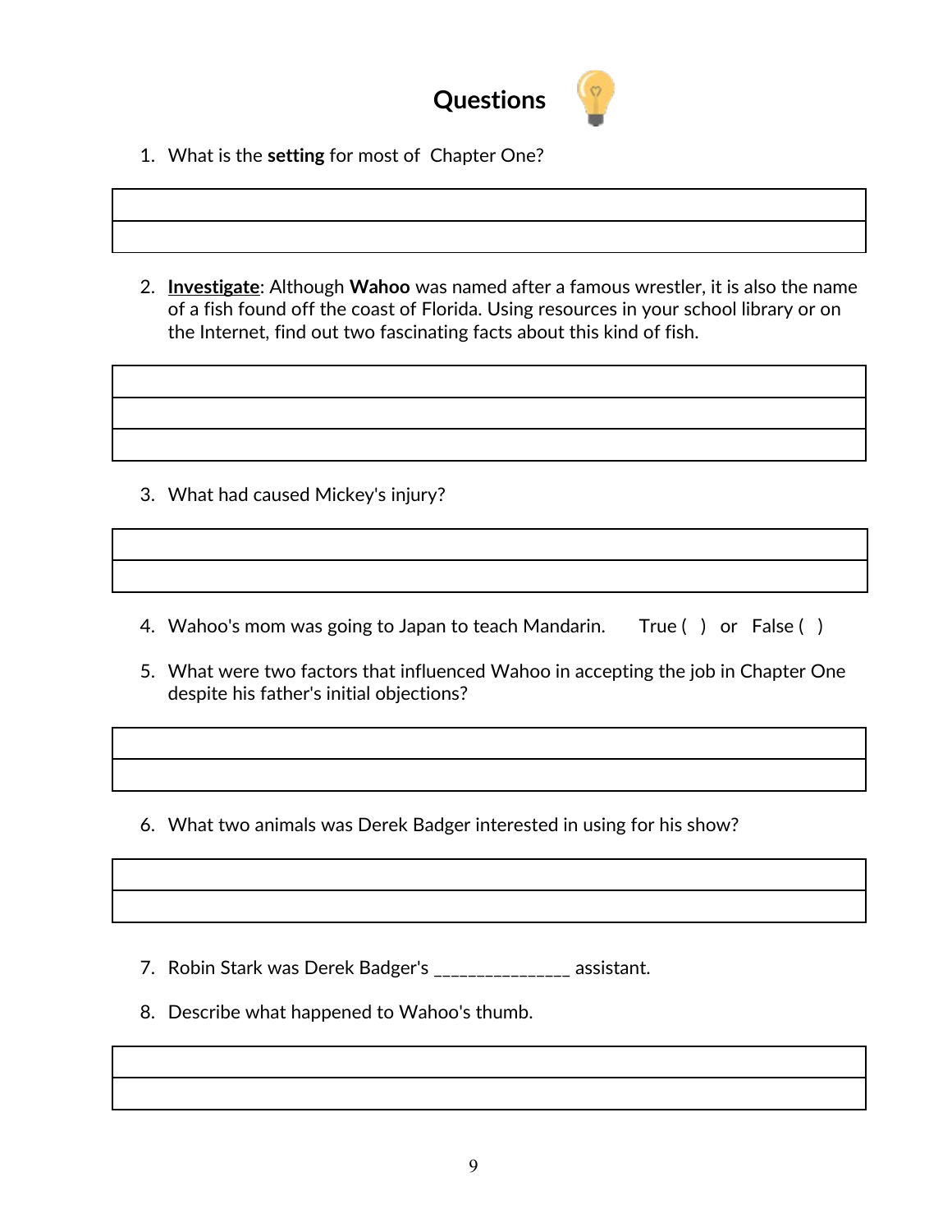# Questions

1. What is the **setting** for most of Chapter One?

2. **Investigate**: Although **Wahoo** was named after a famous wrestler, it is also the name of a fish found off the coast of Florida. Using resources in your school library or on the Internet, find out two fascinating facts about this kind of fish.

3. What had caused Mickey's injury?

4. Wahoo's mom was going to Japan to teach Mandarin. True ( ) or False ( )

5. What were two factors that influenced Wahoo in accepting the job in Chapter One despite his father's initial objections?

6. What two animals was Derek Badger interested in using for his show?

7. Robin Stark was Derek Badger's _______________ assistant.

8. Describe what happened to Wahoo's thumb.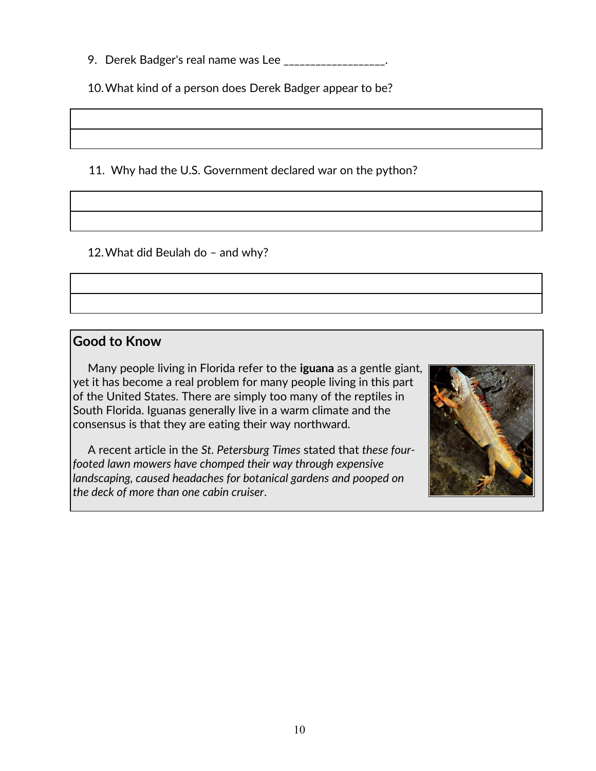9. Derek Badger's real name was Lee __________________.

10. What kind of a person does Derek Badger appear to be?

|  |
|---|
|  |

11. Why had the U.S. Government declared war on the python?

|  |
|---|
|  |

12. What did Beulah do – and why?

|  |
|---|
|  |

## Good to Know

Many people living in Florida refer to the **iguana** as a gentle giant, yet it has become a real problem for many people living in this part of the United States. There are simply too many of the reptiles in South Florida. Iguanas generally live in a warm climate and the consensus is that they are eating their way northward.

A recent article in the *St. Petersburg Times* stated that *these four-footed lawn mowers have chomped their way through expensive landscaping, caused headaches for botanical gardens and pooped on the deck of more than one cabin cruiser*.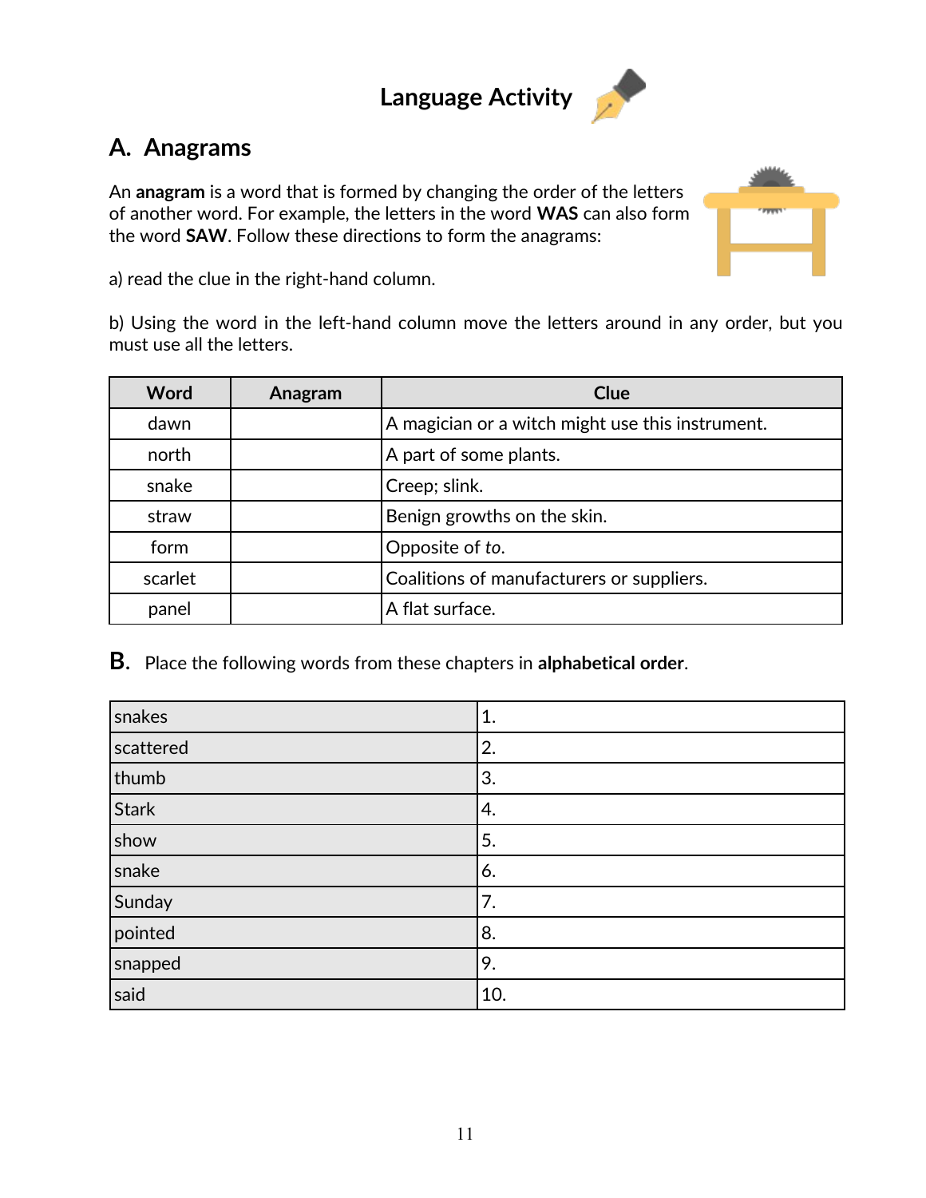# Language Activity

## A. Anagrams

An **anagram** is a word that is formed by changing the order of the letters of another word. For example, the letters in the word **WAS** can also form the word **SAW**. Follow these directions to form the anagrams:

a) read the clue in the right-hand column.

b) Using the word in the left-hand column move the letters around in any order, but you must use all the letters.

| Word | Anagram | Clue |
|---|---|---|
| dawn | | A magician or a witch might use this instrument. |
| north | | A part of some plants. |
| snake | | Creep; slink. |
| straw | | Benign growths on the skin. |
| form | | Opposite of *to*. |
| scarlet | | Coalitions of manufacturers or suppliers. |
| panel | | A flat surface. |

**B.** Place the following words from these chapters in **alphabetical order**.

| | |
|---|---|
| snakes | 1. |
| scattered | 2. |
| thumb | 3. |
| Stark | 4. |
| show | 5. |
| snake | 6. |
| Sunday | 7. |
| pointed | 8. |
| snapped | 9. |
| said | 10. |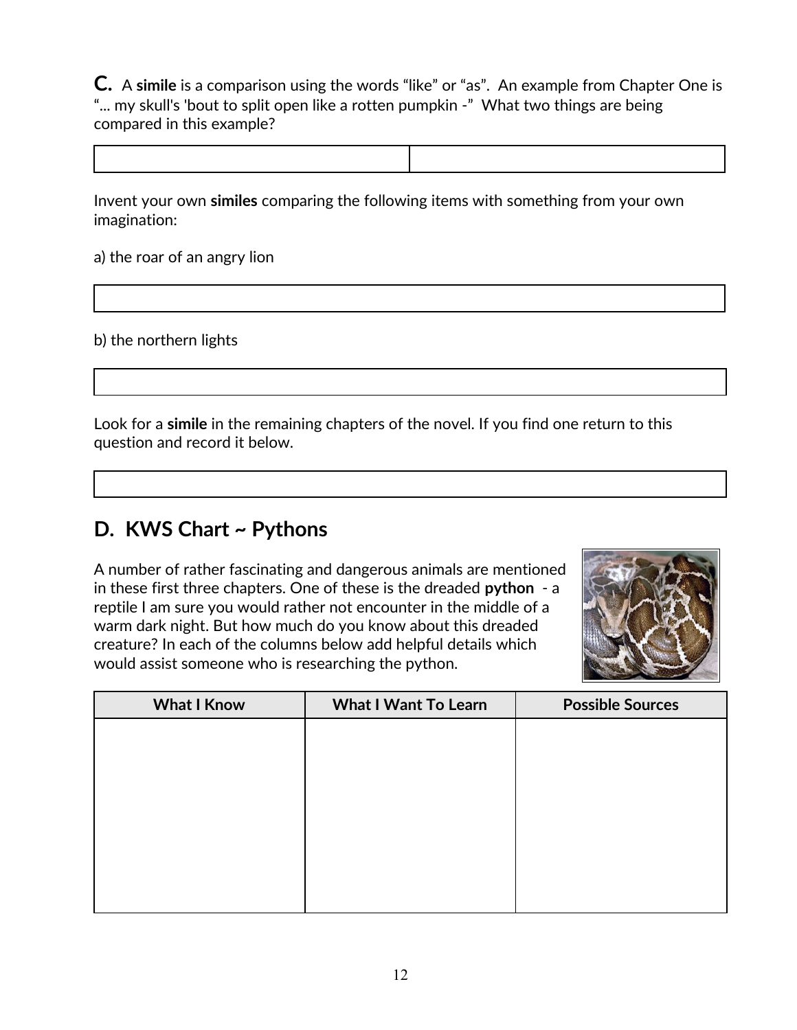**C.** A **simile** is a comparison using the words "like" or "as". An example from Chapter One is "... my skull's 'bout to split open like a rotten pumpkin -" What two things are being compared in this example?

| | |
|---|---|
| | |

Invent your own **similes** comparing the following items with something from your own imagination:

a) the roar of an angry lion

| |
|---|
| |

b) the northern lights

| |
|---|
| |

Look for a **simile** in the remaining chapters of the novel. If you find one return to this question and record it below.

| |
|---|
| |

## D. KWS Chart ~ Pythons

A number of rather fascinating and dangerous animals are mentioned in these first three chapters. One of these is the dreaded **python** - a reptile I am sure you would rather not encounter in the middle of a warm dark night. But how much do you know about this dreaded creature? In each of the columns below add helpful details which would assist someone who is researching the python.

| What I Know | What I Want To Learn | Possible Sources |
|---|---|---|
| | | |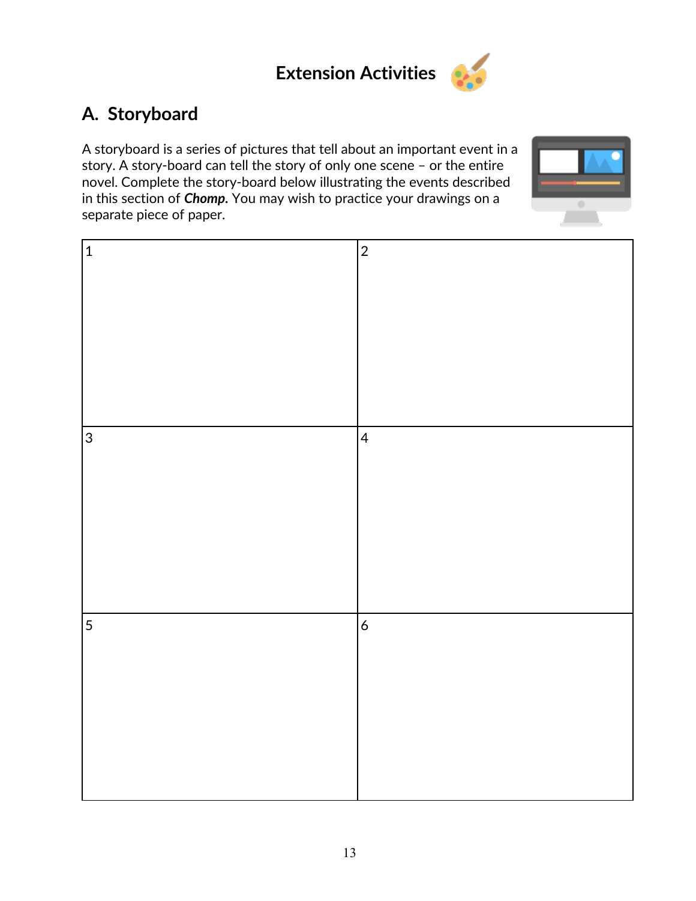# Extension Activities

## A. Storyboard

A storyboard is a series of pictures that tell about an important event in a story. A story-board can tell the story of only one scene – or the entire novel. Complete the story-board below illustrating the events described in this section of ***Chomp.*** You may wish to practice your drawings on a separate piece of paper.

| 1 | 2 |
|---|---|
| 3 | 4 |
| 5 | 6 |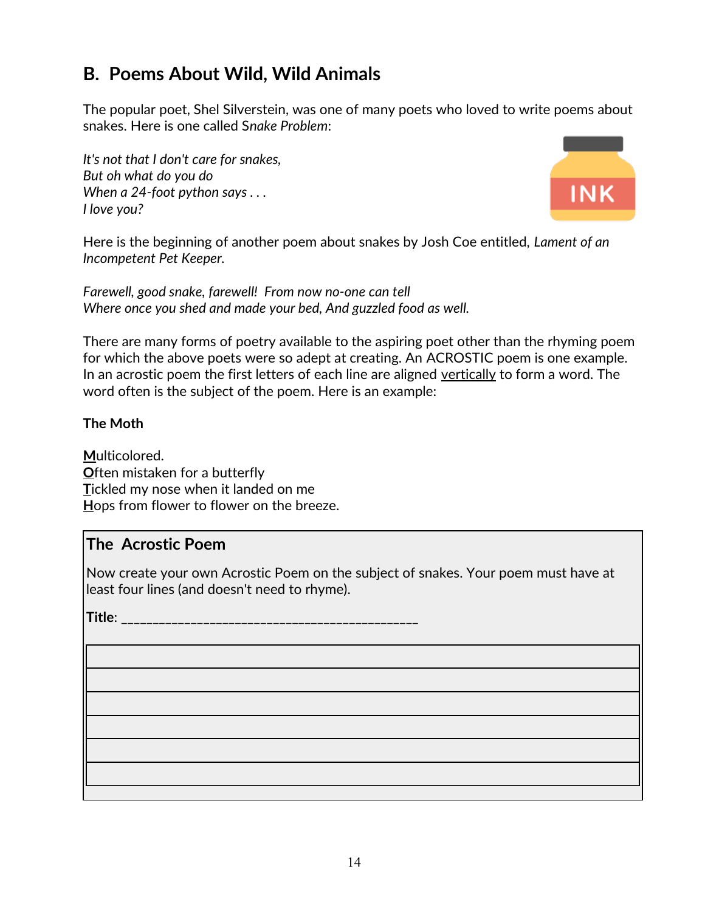## B. Poems About Wild, Wild Animals

The popular poet, Shel Silverstein, was one of many poets who loved to write poems about snakes. Here is one called *Snake Problem*:

*It's not that I don't care for snakes,*
*But oh what do you do*
*When a 24-foot python says . . .*
*I love you?*

INK

Here is the beginning of another poem about snakes by Josh Coe entitled, *Lament of an Incompetent Pet Keeper.*

*Farewell, good snake, farewell! From now no-one can tell*
*Where once you shed and made your bed, And guzzled food as well.*

There are many forms of poetry available to the aspiring poet other than the rhyming poem for which the above poets were so adept at creating. An ACROSTIC poem is one example. In an acrostic poem the first letters of each line are aligned <u>vertically</u> to form a word. The word often is the subject of the poem. Here is an example:

**The Moth**

<u>**M**</u>ulticolored.
<u>**O**</u>ften mistaken for a butterfly
<u>**T**</u>ickled my nose when it landed on me
<u>**H**</u>ops from flower to flower on the breeze.

### The Acrostic Poem

Now create your own Acrostic Poem on the subject of snakes. Your poem must have at least four lines (and doesn't need to rhyme).

**Title**: ______________________________________________

| |
|---|
| |
| |
| |
| |
| |
| |